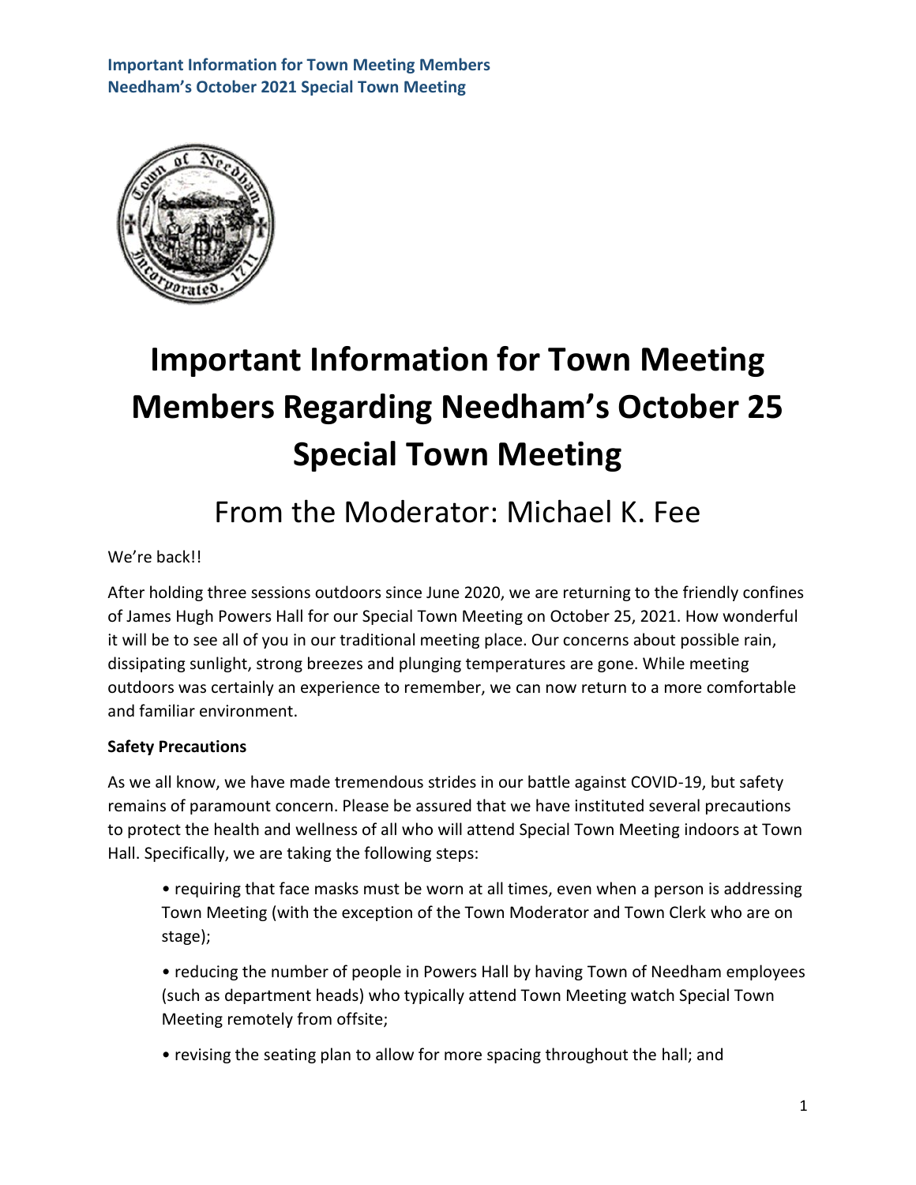# Important Information for Town Meeting Members Regarding Needham's October 25 Special Town Meeting

## From the Moderator: Michael K. Fee

We're back!!

After holding three sessions outdoors since June 2020, we are returning to the friendly confines of James Hugh Powers Hall for our Special Town Meeting on October 25, 2021. How wonderful it will be to see all of you in our traditional meeting place. Our concerns about possible rain, dissipating sunlight, strong breezes and plunging temperatures are gone. While meeting outdoors was certainly an experience to remember, we can now return to a more comfortable and familiar environment.

**Safety Precautions**

As we all know, we have made tremendous strides in our battle against COVID-19, but safety remains of paramount concern. Please be assured that we have instituted several precautions to protect the health and wellness of all who will attend Special Town Meeting indoors at Town Hall. Specifically, we are taking the following steps:

- requiring that face masks must be worn at all times, even when a person is addressing Town Meeting (with the exception of the Town Moderator and Town Clerk who are on stage);
- reducing the number of people in Powers Hall by having Town of Needham employees (such as department heads) who typically attend Town Meeting watch Special Town Meeting remotely from offsite;
- revising the seating plan to allow for more spacing throughout the hall; and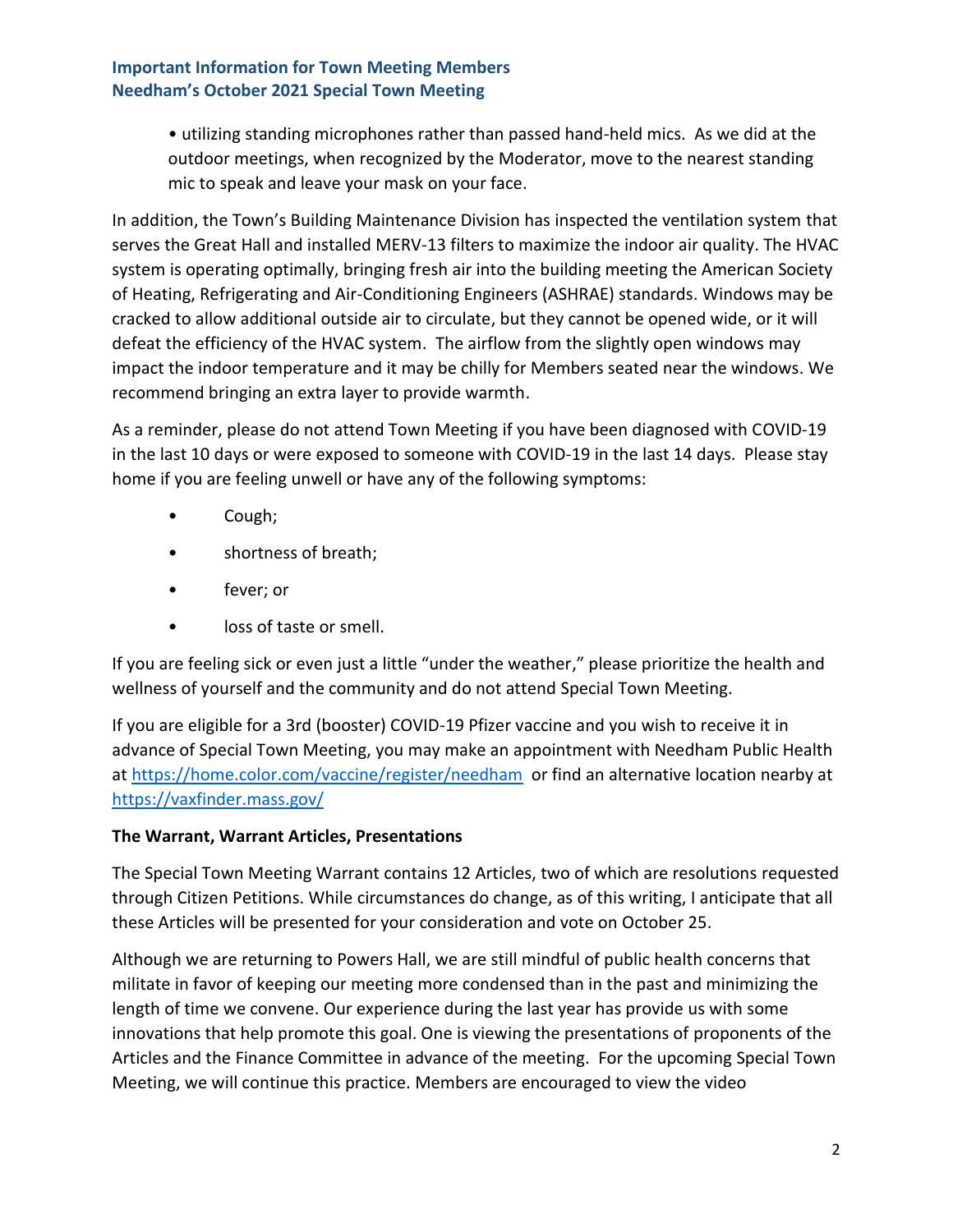- utilizing standing microphones rather than passed hand-held mics. As we did at the outdoor meetings, when recognized by the Moderator, move to the nearest standing mic to speak and leave your mask on your face.

In addition, the Town's Building Maintenance Division has inspected the ventilation system that serves the Great Hall and installed MERV-13 filters to maximize the indoor air quality. The HVAC system is operating optimally, bringing fresh air into the building meeting the American Society of Heating, Refrigerating and Air-Conditioning Engineers (ASHRAE) standards. Windows may be cracked to allow additional outside air to circulate, but they cannot be opened wide, or it will defeat the efficiency of the HVAC system. The airflow from the slightly open windows may impact the indoor temperature and it may be chilly for Members seated near the windows. We recommend bringing an extra layer to provide warmth.

As a reminder, please do not attend Town Meeting if you have been diagnosed with COVID-19 in the last 10 days or were exposed to someone with COVID-19 in the last 14 days. Please stay home if you are feeling unwell or have any of the following symptoms:

- Cough;
- shortness of breath;
- fever; or
- loss of taste or smell.

If you are feeling sick or even just a little "under the weather," please prioritize the health and wellness of yourself and the community and do not attend Special Town Meeting.

If you are eligible for a 3rd (booster) COVID-19 Pfizer vaccine and you wish to receive it in advance of Special Town Meeting, you may make an appointment with Needham Public Health at https://home.color.com/vaccine/register/needham or find an alternative location nearby at https://vaxfinder.mass.gov/

**The Warrant, Warrant Articles, Presentations**

The Special Town Meeting Warrant contains 12 Articles, two of which are resolutions requested through Citizen Petitions. While circumstances do change, as of this writing, I anticipate that all these Articles will be presented for your consideration and vote on October 25.

Although we are returning to Powers Hall, we are still mindful of public health concerns that militate in favor of keeping our meeting more condensed than in the past and minimizing the length of time we convene. Our experience during the last year has provide us with some innovations that help promote this goal. One is viewing the presentations of proponents of the Articles and the Finance Committee in advance of the meeting. For the upcoming Special Town Meeting, we will continue this practice. Members are encouraged to view the video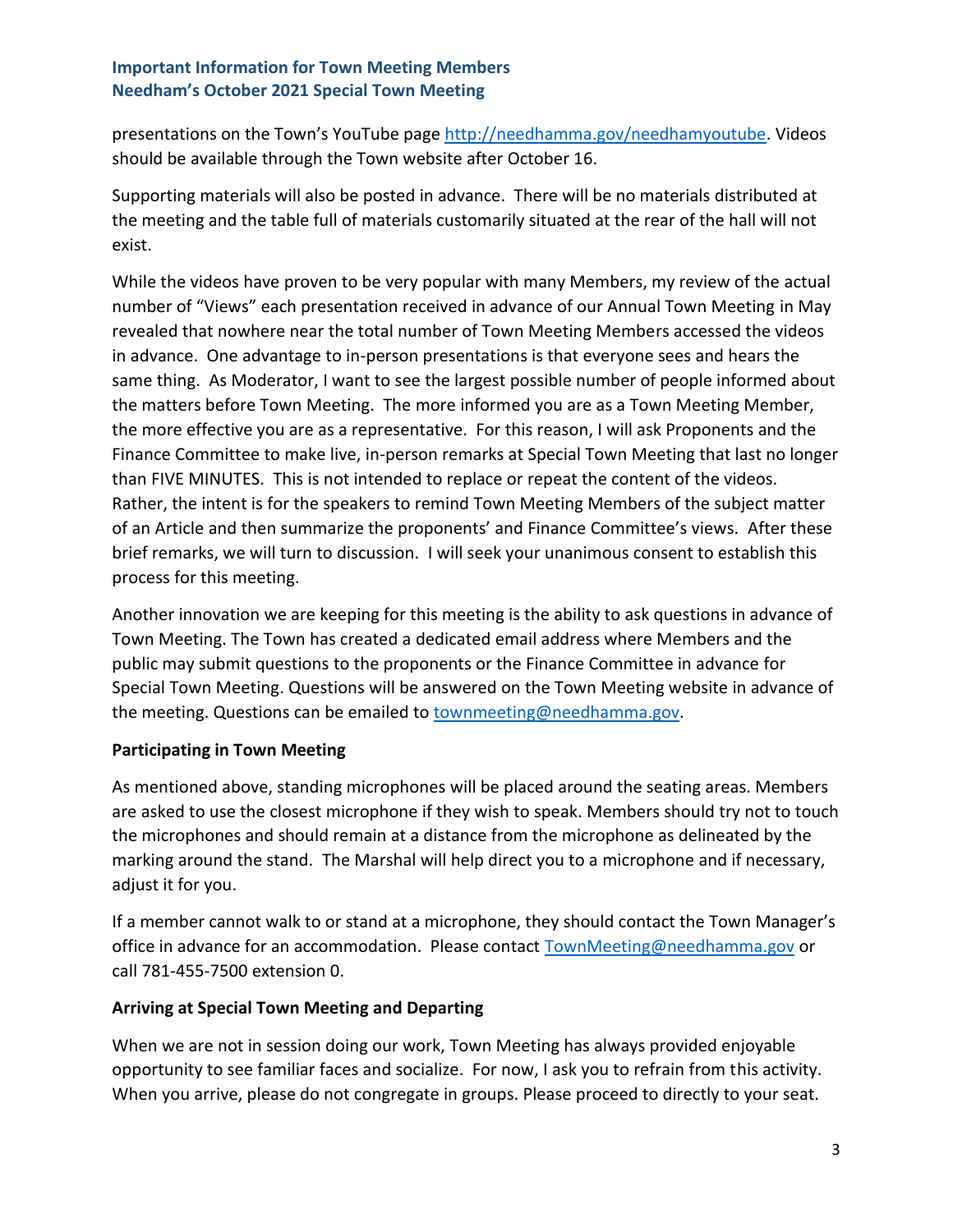presentations on the Town's YouTube page [http://needhamma.gov/needhamyoutube](http://needhamma.gov/needhamyoutube). Videos should be available through the Town website after October 16.

Supporting materials will also be posted in advance. There will be no materials distributed at the meeting and the table full of materials customarily situated at the rear of the hall will not exist.

While the videos have proven to be very popular with many Members, my review of the actual number of "Views" each presentation received in advance of our Annual Town Meeting in May revealed that nowhere near the total number of Town Meeting Members accessed the videos in advance. One advantage to in-person presentations is that everyone sees and hears the same thing. As Moderator, I want to see the largest possible number of people informed about the matters before Town Meeting. The more informed you are as a Town Meeting Member, the more effective you are as a representative. For this reason, I will ask Proponents and the Finance Committee to make live, in-person remarks at Special Town Meeting that last no longer than FIVE MINUTES. This is not intended to replace or repeat the content of the videos. Rather, the intent is for the speakers to remind Town Meeting Members of the subject matter of an Article and then summarize the proponents' and Finance Committee's views. After these brief remarks, we will turn to discussion. I will seek your unanimous consent to establish this process for this meeting.

Another innovation we are keeping for this meeting is the ability to ask questions in advance of Town Meeting. The Town has created a dedicated email address where Members and the public may submit questions to the proponents or the Finance Committee in advance for Special Town Meeting. Questions will be answered on the Town Meeting website in advance of the meeting. Questions can be emailed to [townmeeting@needhamma.gov](mailto:townmeeting@needhamma.gov).

**Participating in Town Meeting**

As mentioned above, standing microphones will be placed around the seating areas. Members are asked to use the closest microphone if they wish to speak. Members should try not to touch the microphones and should remain at a distance from the microphone as delineated by the marking around the stand. The Marshal will help direct you to a microphone and if necessary, adjust it for you.

If a member cannot walk to or stand at a microphone, they should contact the Town Manager's office in advance for an accommodation. Please contact [TownMeeting@needhamma.gov](mailto:TownMeeting@needhamma.gov) or call 781-455-7500 extension 0.

**Arriving at Special Town Meeting and Departing**

When we are not in session doing our work, Town Meeting has always provided enjoyable opportunity to see familiar faces and socialize. For now, I ask you to refrain from this activity. When you arrive, please do not congregate in groups. Please proceed to directly to your seat.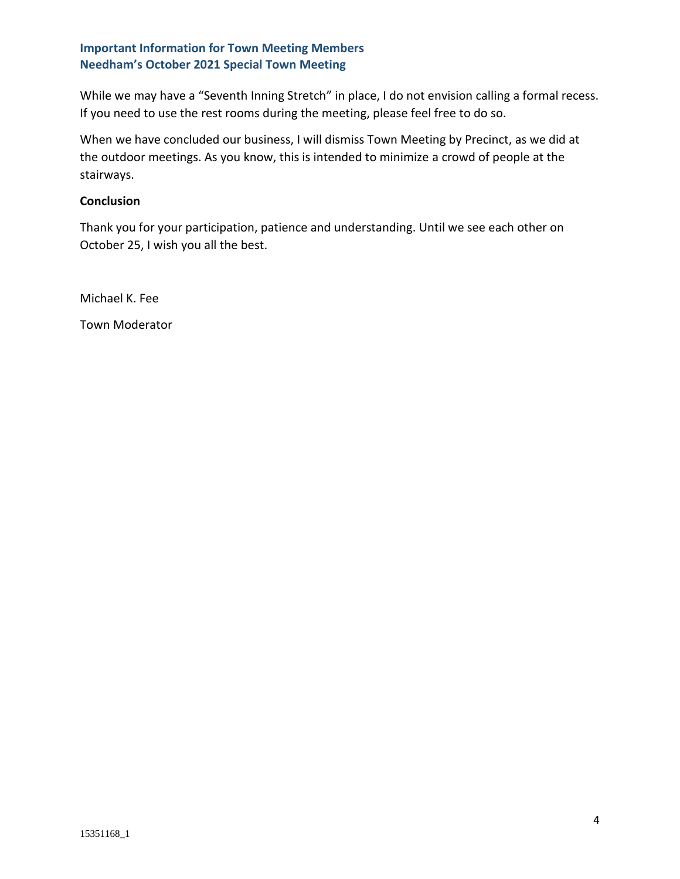While we may have a "Seventh Inning Stretch" in place, I do not envision calling a formal recess. If you need to use the rest rooms during the meeting, please feel free to do so.

When we have concluded our business, I will dismiss Town Meeting by Precinct, as we did at the outdoor meetings. As you know, this is intended to minimize a crowd of people at the stairways.

**Conclusion**

Thank you for your participation, patience and understanding. Until we see each other on October 25, I wish you all the best.

Michael K. Fee

Town Moderator

15351168_1